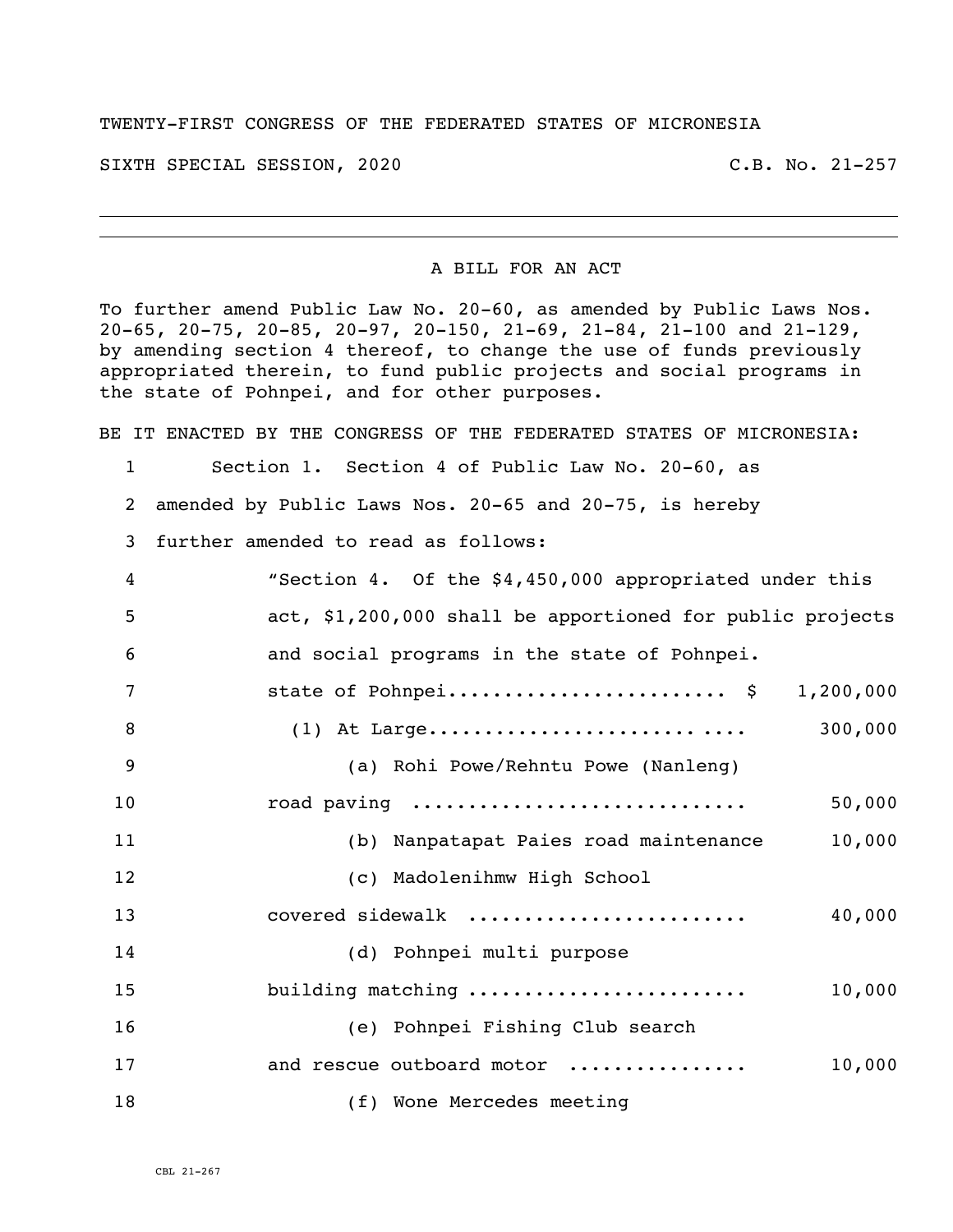TWENTY-FIRST CONGRESS OF THE FEDERATED STATES OF MICRONESIA

SIXTH SPECIAL SESSION, 2020 C.B. No. 21-257

---

A BILL FOR AN ACT

To further amend Public Law No. 20-60, as amended by Public Laws Nos. 20-65, 20-75, 20-85, 20-97, 20-150, 21-69, 21-84, 21-100 and 21-129, by amending section 4 thereof, to change the use of funds previously appropriated therein, to fund public projects and social programs in the state of Pohnpei, and for other purposes.

BE IT ENACTED BY THE CONGRESS OF THE FEDERATED STATES OF MICRONESIA:

1 Section 1. Section 4 of Public Law No. 20-60, as
2 amended by Public Laws Nos. 20-65 and 20-75, is hereby
3 further amended to read as follows:

4 "Section 4. Of the $4,450,000 appropriated under this
5 act, $1,200,000 shall be apportioned for public projects
6 and social programs in the state of Pohnpei.

| | | |
|---|---|---|
| 7 | state of Pohnpei........................ $ | 1,200,000 |
| 8 | (1) At Large.......................... .... | 300,000 |
| 9 | (a) Rohi Powe/Rehntu Powe (Nanleng) | |
| 10 | road paving ............................ | 50,000 |
| 11 | (b) Nanpatapat Paies road maintenance | 10,000 |
| 12 | (c) Madolenihmw High School | |
| 13 | covered sidewalk ........................ | 40,000 |
| 14 | (d) Pohnpei multi purpose | |
| 15 | building matching ........................ | 10,000 |
| 16 | (e) Pohnpei Fishing Club search | |
| 17 | and rescue outboard motor ............... | 10,000 |
| 18 | (f) Wone Mercedes meeting | |

CBL 21-267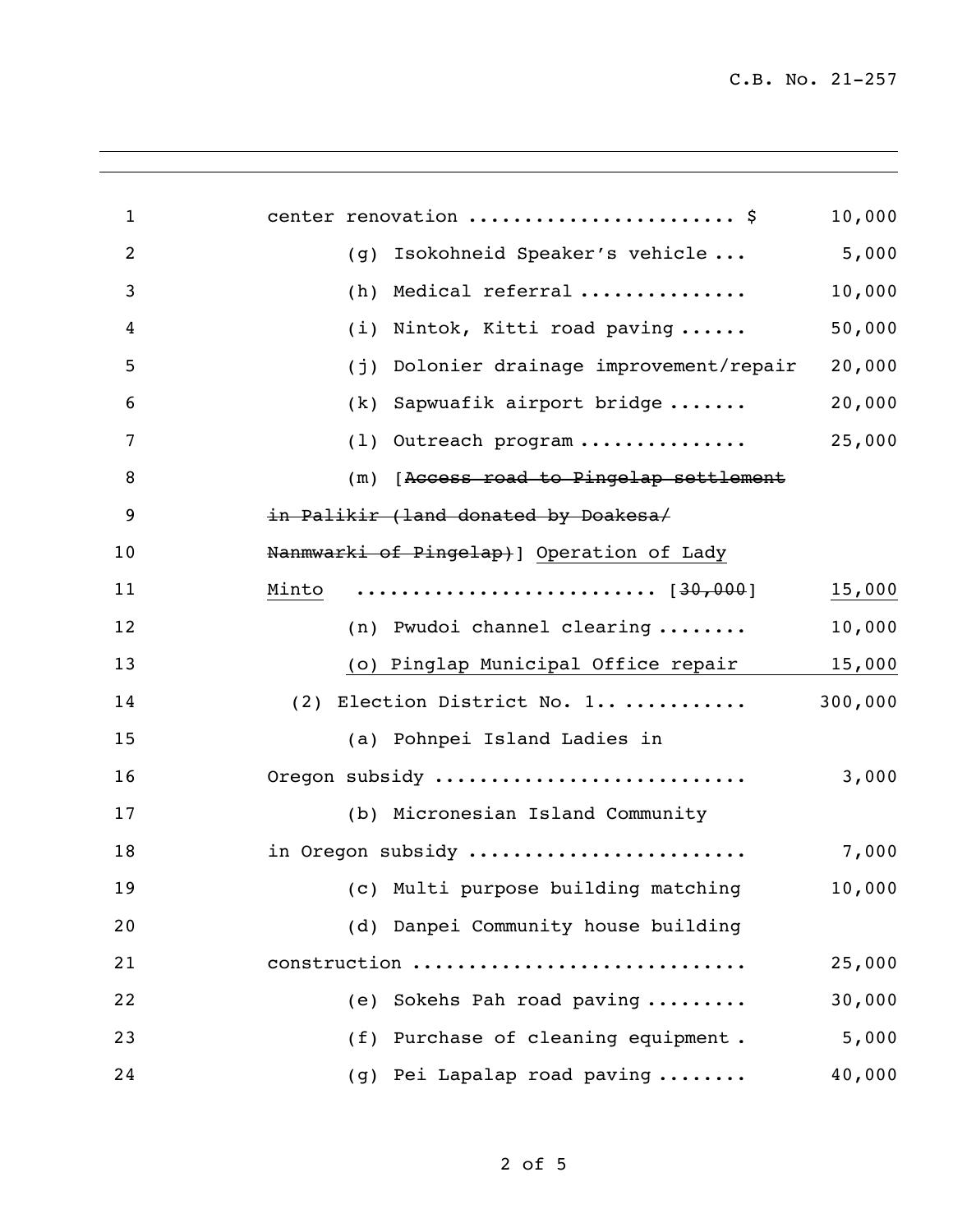center renovation ........................ $ 10,000

(g) Isokohneid Speaker's vehicle ... 5,000

(h) Medical referral .............. 10,000

(i) Nintok, Kitti road paving ...... 50,000

(j) Dolonier drainage improvement/repair 20,000

(k) Sapwuafik airport bridge ....... 20,000

(l) Outreach program ............... 25,000

(m) [~~Access road to Pingelap settlement in Palikir (land donated by Doakesa/ Nanmwarki of Pingelap)~~] <u>Operation of Lady Minto</u> .......................... [~~30,000~~] <u>15,000</u>

(n) Pwudoi channel clearing ........ 10,000

<u>(o) Pinglap Municipal Office repair 15,000</u>

(2) Election District No. 1.. ........... 300,000

(a) Pohnpei Island Ladies in Oregon subsidy ........................... 3,000

(b) Micronesian Island Community in Oregon subsidy ........................ 7,000

(c) Multi purpose building matching 10,000

(d) Danpei Community house building construction ............................ 25,000

(e) Sokehs Pah road paving ......... 30,000

(f) Purchase of cleaning equipment . 5,000

(g) Pei Lapalap road paving ........ 40,000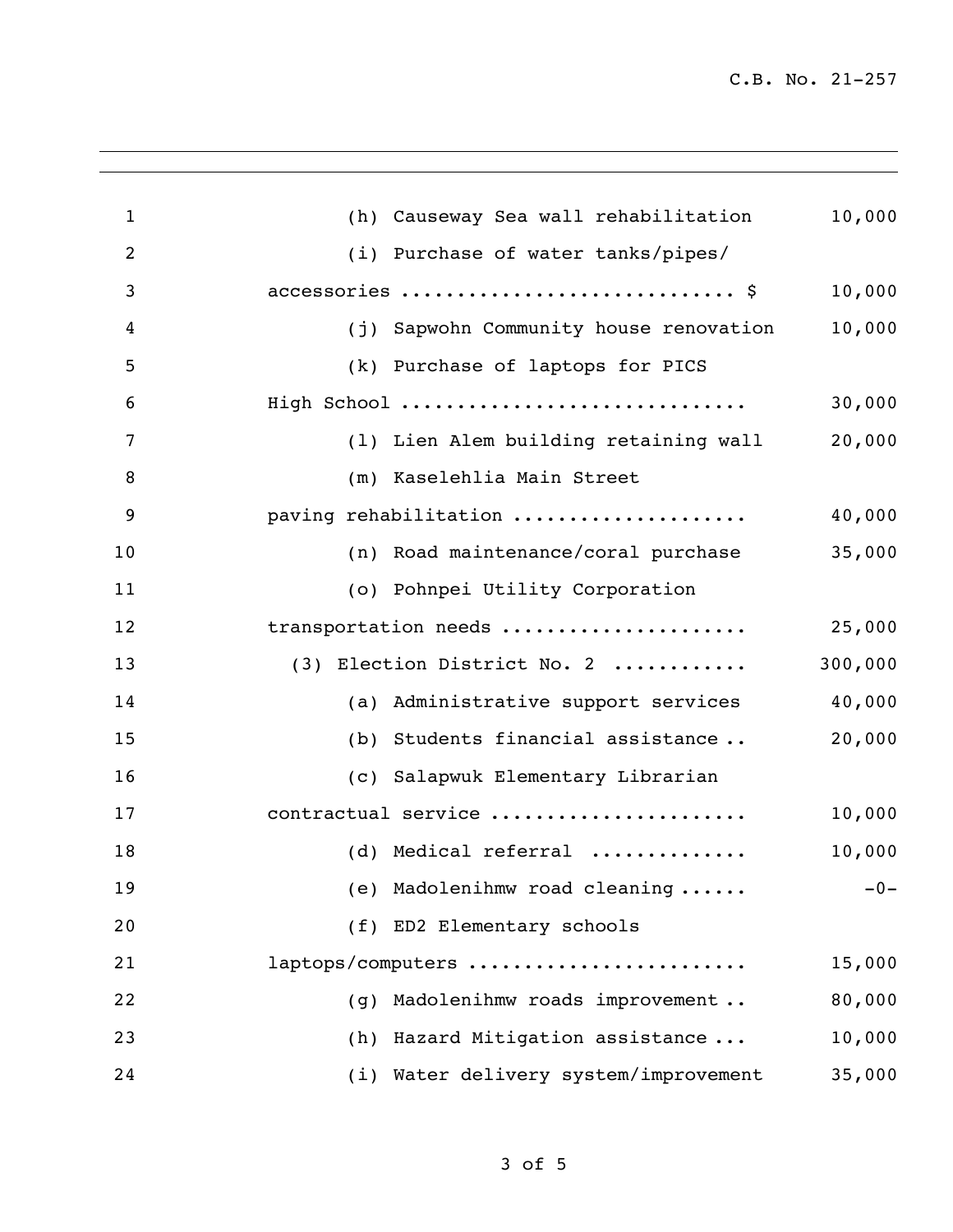1 (h) Causeway Sea wall rehabilitation 10,000

2 (i) Purchase of water tanks/pipes/

3 accessories ............................ $ 10,000

4 (j) Sapwohn Community house renovation 10,000

5 (k) Purchase of laptops for PICS

6 High School ............................. 30,000

7 (l) Lien Alem building retaining wall 20,000

8 (m) Kaselehlia Main Street

9 paving rehabilitation .................... 40,000

10 (n) Road maintenance/coral purchase 35,000

11 (o) Pohnpei Utility Corporation

12 transportation needs ..................... 25,000

13 (3) Election District No. 2 ........... 300,000

14 (a) Administrative support services 40,000

15 (b) Students financial assistance .. 20,000

16 (c) Salapwuk Elementary Librarian

17 contractual service ...................... 10,000

18 (d) Medical referral ............. 10,000

19 (e) Madolenihmw road cleaning ...... -0-

20 (f) ED2 Elementary schools

21 laptops/computers ....................... 15,000

22 (g) Madolenihmw roads improvement .. 80,000

23 (h) Hazard Mitigation assistance ... 10,000

24 (i) Water delivery system/improvement 35,000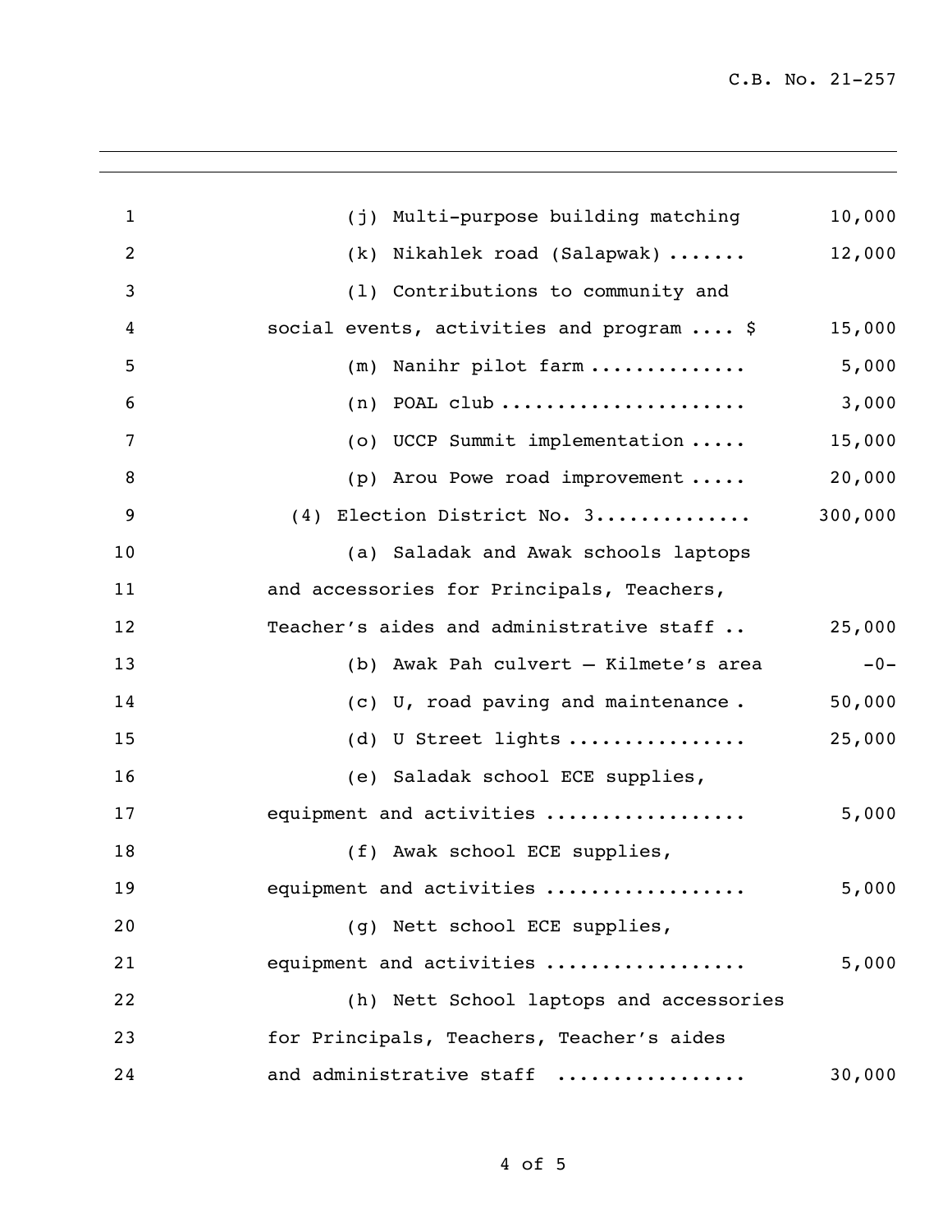1 (j) Multi-purpose building matching 10,000

2 (k) Nikahlek road (Salapwak) ....... 12,000

3 (l) Contributions to community and

4 social events, activities and program .... $ 15,000

5 (m) Nanihr pilot farm ............. 5,000

6 (n) POAL club ..................... 3,000

7 (o) UCCP Summit implementation ..... 15,000

8 (p) Arou Powe road improvement ..... 20,000

9 (4) Election District No. 3............. 300,000

10 (a) Saladak and Awak schools laptops

11 and accessories for Principals, Teachers,

12 Teacher's aides and administrative staff .. 25,000

13 (b) Awak Pah culvert – Kilmete's area -0-

14 (c) U, road paving and maintenance . 50,000

15 (d) U Street lights ............... 25,000

16 (e) Saladak school ECE supplies,

17 equipment and activities ................. 5,000

18 (f) Awak school ECE supplies,

19 equipment and activities ................. 5,000

20 (g) Nett school ECE supplies,

21 equipment and activities ................. 5,000

22 (h) Nett School laptops and accessories

23 for Principals, Teachers, Teacher's aides

24 and administrative staff ................ 30,000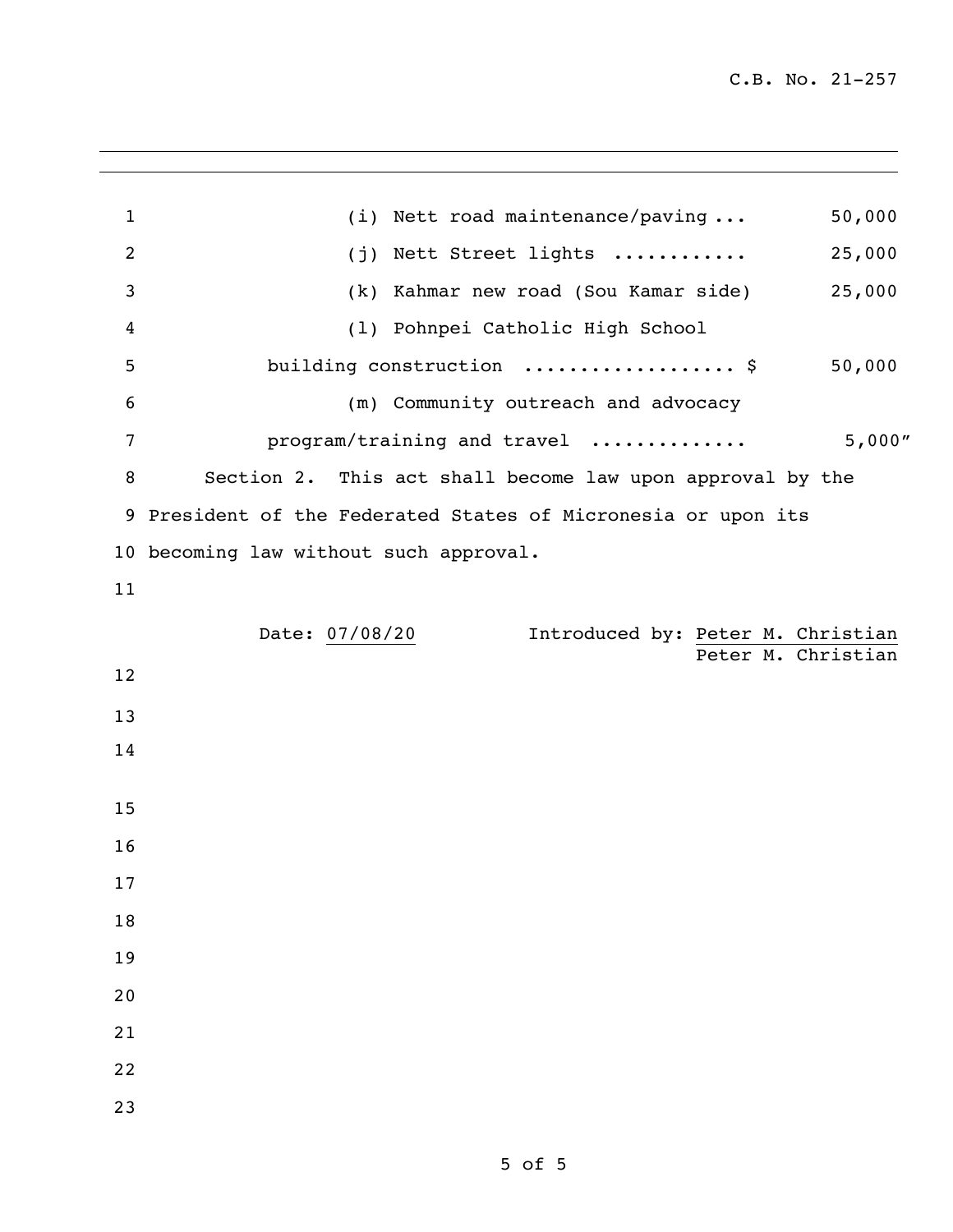(i) Nett road maintenance/paving ... 50,000

(j) Nett Street lights ........... 25,000

(k) Kahmar new road (Sou Kamar side) 25,000

(l) Pohnpei Catholic High School building construction .................. $ 50,000

(m) Community outreach and advocacy program/training and travel ............. 5,000"

Section 2. This act shall become law upon approval by the President of the Federated States of Micronesia or upon its becoming law without such approval.

Date: 07/08/20

Introduced by: Peter M. Christian

Peter M. Christian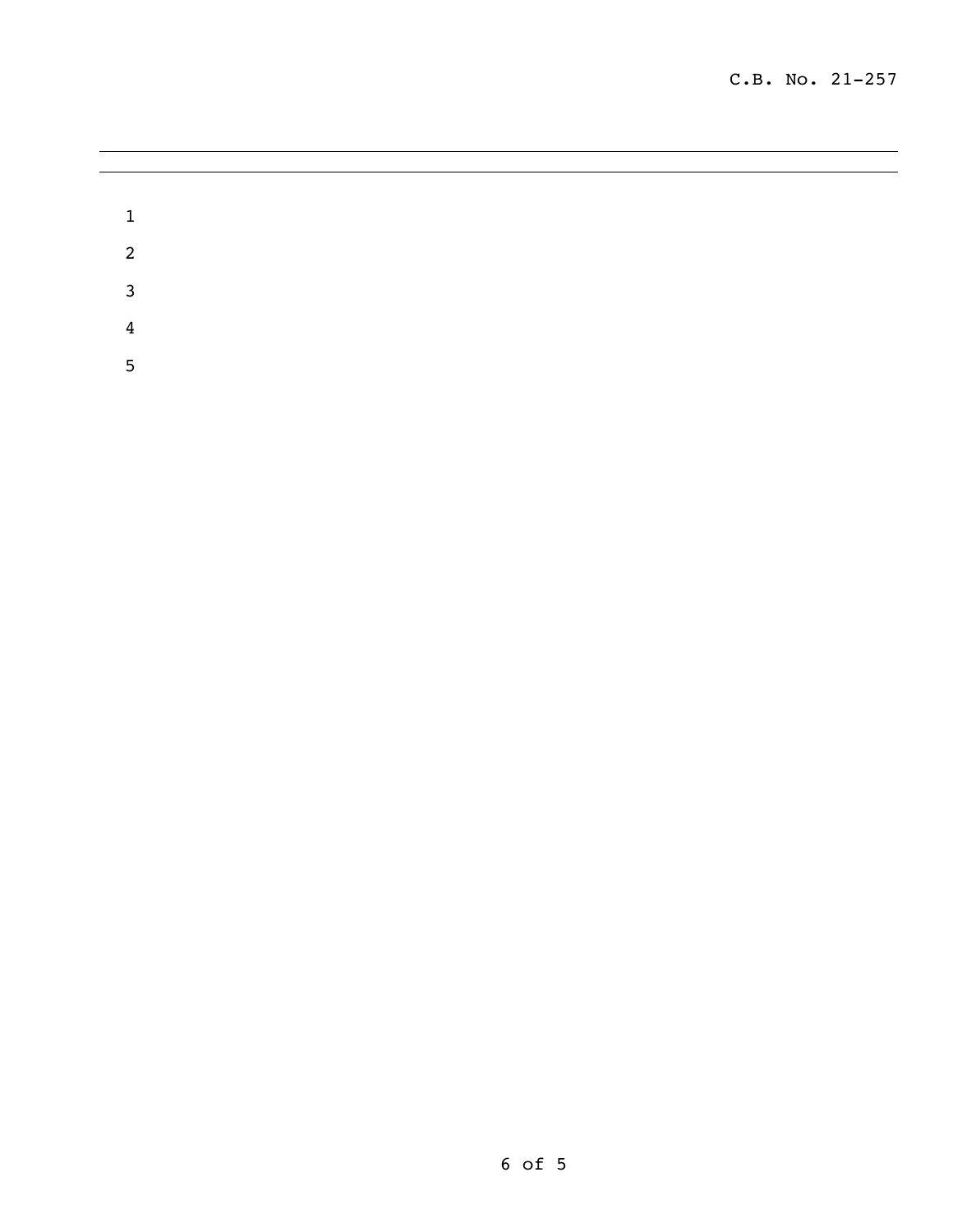1

2

3

4

5